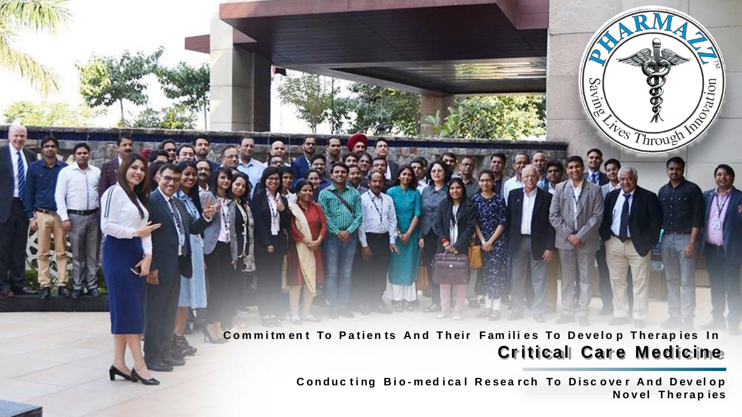PHARMAZZ™

Saving Lives Through Innovation

Commitment To Patients And Their Families To Develop Therapies In

## Critical Care Medicine

Conducting Bio-medical Research To Discover And Develop Novel Therapies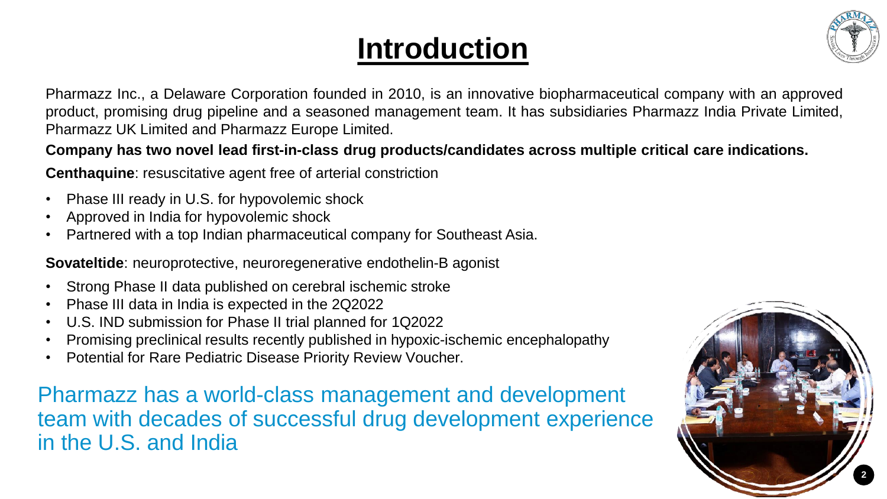# Introduction

Pharmazz Inc., a Delaware Corporation founded in 2010, is an innovative biopharmaceutical company with an approved product, promising drug pipeline and a seasoned management team. It has subsidiaries Pharmazz India Private Limited, Pharmazz UK Limited and Pharmazz Europe Limited.

**Company has two novel lead first-in-class drug products/candidates across multiple critical care indications.**

**Centhaquine**: resuscitative agent free of arterial constriction

- Phase III ready in U.S. for hypovolemic shock
- Approved in India for hypovolemic shock
- Partnered with a top Indian pharmaceutical company for Southeast Asia.

**Sovateltide**: neuroprotective, neuroregenerative endothelin-B agonist

- Strong Phase II data published on cerebral ischemic stroke
- Phase III data in India is expected in the 2Q2022
- U.S. IND submission for Phase II trial planned for 1Q2022
- Promising preclinical results recently published in hypoxic-ischemic encephalopathy
- Potential for Rare Pediatric Disease Priority Review Voucher.

Pharmazz has a world-class management and development team with decades of successful drug development experience in the U.S. and India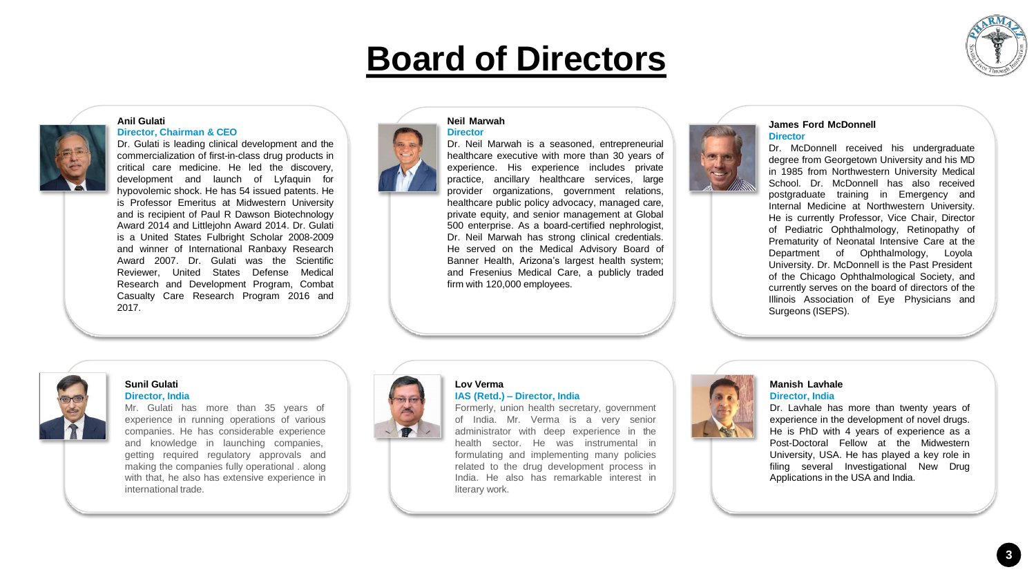# Board of Directors

### Anil Gulati
**Director, Chairman & CEO**

Dr. Gulati is leading clinical development and the commercialization of first-in-class drug products in critical care medicine. He led the discovery, development and launch of Lyfaquin for hypovolemic shock. He has 54 issued patents. He is Professor Emeritus at Midwestern University and is recipient of Paul R Dawson Biotechnology Award 2014 and Littlejohn Award 2014. Dr. Gulati is a United States Fulbright Scholar 2008-2009 and winner of International Ranbaxy Research Award 2007. Dr. Gulati was the Scientific Reviewer, United States Defense Medical Research and Development Program, Combat Casualty Care Research Program 2016 and 2017.

### Neil Marwah
**Director**

Dr. Neil Marwah is a seasoned, entrepreneurial healthcare executive with more than 30 years of experience. His experience includes private practice, ancillary healthcare services, large provider organizations, government relations, healthcare public policy advocacy, managed care, private equity, and senior management at Global 500 enterprise. As a board-certified nephrologist, Dr. Neil Marwah has strong clinical credentials. He served on the Medical Advisory Board of Banner Health, Arizona's largest health system; and Fresenius Medical Care, a publicly traded firm with 120,000 employees.

### James Ford McDonnell
**Director**

Dr. McDonnell received his undergraduate degree from Georgetown University and his MD in 1985 from Northwestern University Medical School. Dr. McDonnell has also received postgraduate training in Emergency and Internal Medicine at Northwestern University. He is currently Professor, Vice Chair, Director of Pediatric Ophthalmology, Retinopathy of Prematurity of Neonatal Intensive Care at the Department of Ophthalmology, Loyola University. Dr. McDonnell is the Past President of the Chicago Ophthalmological Society, and currently serves on the board of directors of the Illinois Association of Eye Physicians and Surgeons (ISEPS).

### Sunil Gulati
**Director, India**

Mr. Gulati has more than 35 years of experience in running operations of various companies. He has considerable experience and knowledge in launching companies, getting required regulatory approvals and making the companies fully operational . along with that, he also has extensive experience in international trade.

### Lov Verma
**IAS (Retd.) – Director, India**

Formerly, union health secretary, government of India. Mr. Verma is a very senior administrator with deep experience in the health sector. He was instrumental in formulating and implementing many policies related to the drug development process in India. He also has remarkable interest in literary work.

### Manish Lavhale
**Director, India**

Dr. Lavhale has more than twenty years of experience in the development of novel drugs. He is PhD with 4 years of experience as a Post-Doctoral Fellow at the Midwestern University, USA. He has played a key role in filing several Investigational New Drug Applications in the USA and India.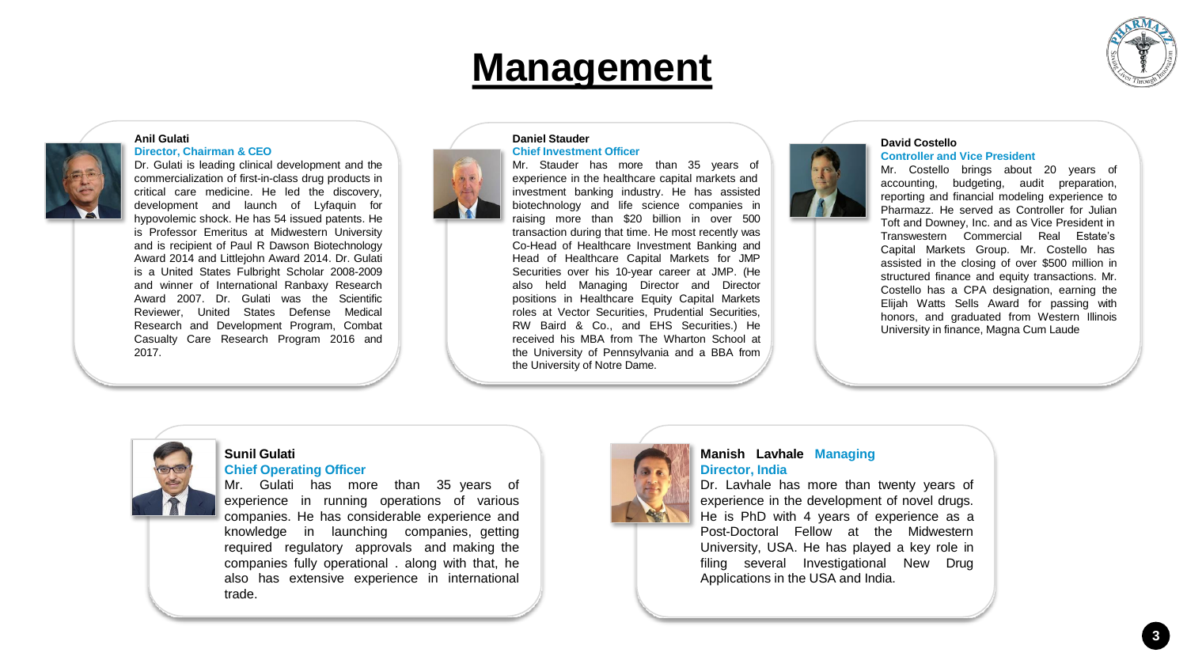# Management

**Anil Gulati**
**Director, Chairman & CEO**

Dr. Gulati is leading clinical development and the commercialization of first-in-class drug products in critical care medicine. He led the discovery, development and launch of Lyfaquin for hypovolemic shock. He has 54 issued patents. He is Professor Emeritus at Midwestern University and is recipient of Paul R Dawson Biotechnology Award 2014 and Littlejohn Award 2014. Dr. Gulati is a United States Fulbright Scholar 2008-2009 and winner of International Ranbaxy Research Award 2007. Dr. Gulati was the Scientific Reviewer, United States Defense Medical Research and Development Program, Combat Casualty Care Research Program 2016 and 2017.

**Daniel Stauder**
**Chief Investment Officer**

Mr. Stauder has more than 35 years of experience in the healthcare capital markets and investment banking industry. He has assisted biotechnology and life science companies in raising more than $20 billion in over 500 transaction during that time. He most recently was Co-Head of Healthcare Investment Banking and Head of Healthcare Capital Markets for JMP Securities over his 10-year career at JMP. (He also held Managing Director and Director positions in Healthcare Equity Capital Markets roles at Vector Securities, Prudential Securities, RW Baird & Co., and EHS Securities.) He received his MBA from The Wharton School at the University of Pennsylvania and a BBA from the University of Notre Dame.

**David Costello**
**Controller and Vice President**

Mr. Costello brings about 20 years of accounting, budgeting, audit preparation, reporting and financial modeling experience to Pharmazz. He served as Controller for Julian Toft and Downey, Inc. and as Vice President in Transwestern Commercial Real Estate's Capital Markets Group. Mr. Costello has assisted in the closing of over $500 million in structured finance and equity transactions. Mr. Costello has a CPA designation, earning the Elijah Watts Sells Award for passing with honors, and graduated from Western Illinois University in finance, Magna Cum Laude

**Sunil Gulati**
**Chief Operating Officer**

Mr. Gulati has more than 35 years of experience in running operations of various companies. He has considerable experience and knowledge in launching companies, getting required regulatory approvals and making the companies fully operational . along with that, he also has extensive experience in international trade.

**Manish Lavhale** **Managing Director, India**

Dr. Lavhale has more than twenty years of experience in the development of novel drugs. He is PhD with 4 years of experience as a Post-Doctoral Fellow at the Midwestern University, USA. He has played a key role in filing several Investigational New Drug Applications in the USA and India.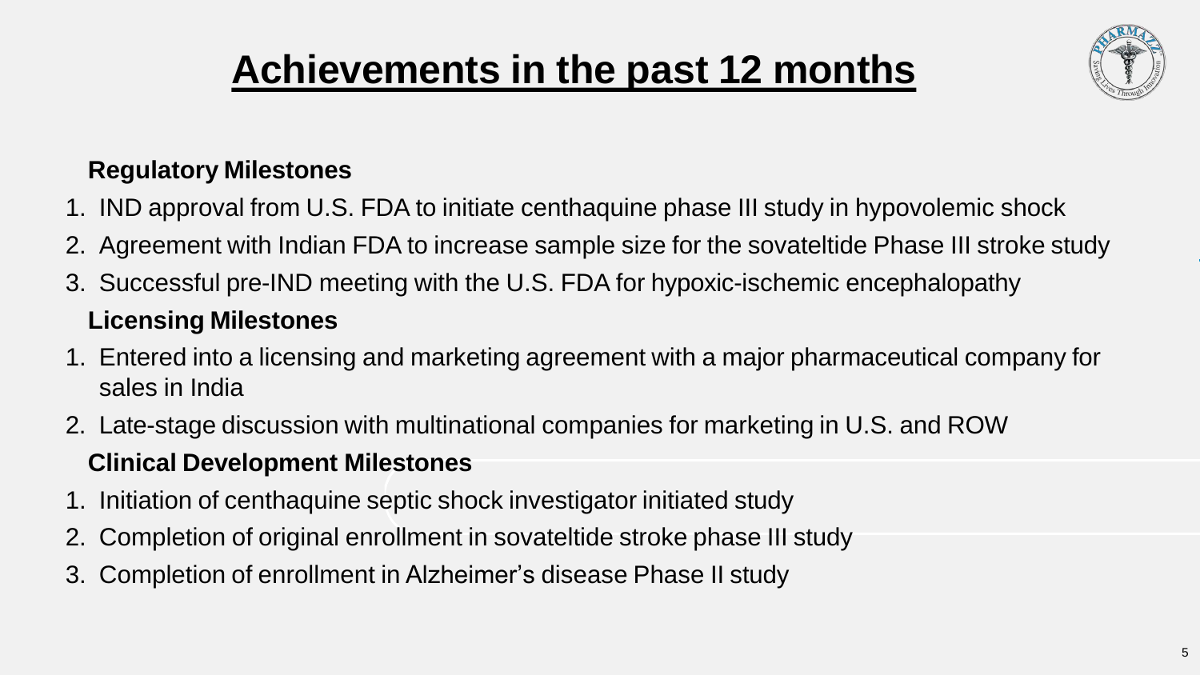# Achievements in the past 12 months

**Regulatory Milestones**

1. IND approval from U.S. FDA to initiate centhaquine phase III study in hypovolemic shock
2. Agreement with Indian FDA to increase sample size for the sovateltide Phase III stroke study
3. Successful pre-IND meeting with the U.S. FDA for hypoxic-ischemic encephalopathy

**Licensing Milestones**

1. Entered into a licensing and marketing agreement with a major pharmaceutical company for sales in India
2. Late-stage discussion with multinational companies for marketing in U.S. and ROW

**Clinical Development Milestones**

1. Initiation of centhaquine septic shock investigator initiated study
2. Completion of original enrollment in sovateltide stroke phase III study
3. Completion of enrollment in Alzheimer's disease Phase II study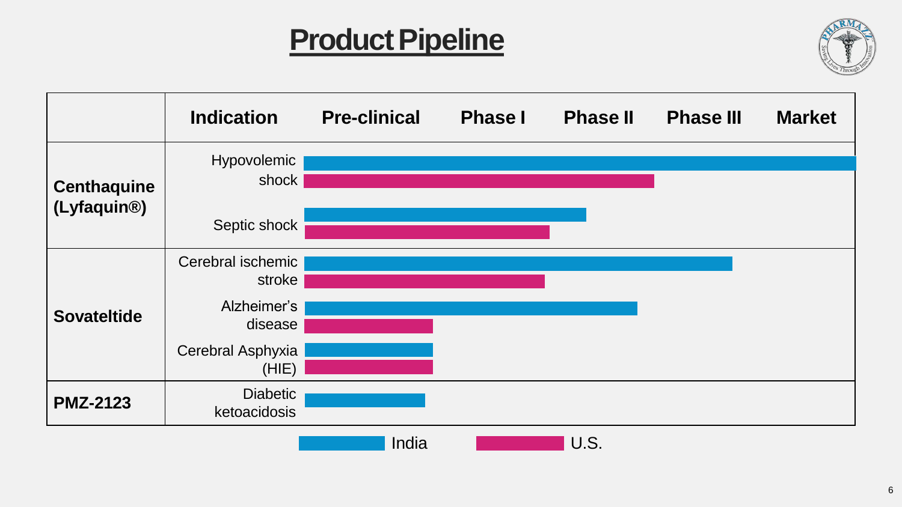# Product Pipeline

| | Indication | Pre-clinical | Phase I | Phase II | Phase III | Market |
|---|---|---|---|---|---|---|
| **Centhaquine (Lyfaquin®)** | Hypovolemic shock | | | | | |
| | Septic shock | | | | | |
| **Sovateltide** | Cerebral ischemic stroke | | | | | |
| | Alzheimer's disease | | | | | |
| | Cerebral Asphyxia (HIE) | | | | | |
| **PMZ-2123** | Diabetic ketoacidosis | | | | | |

India | U.S.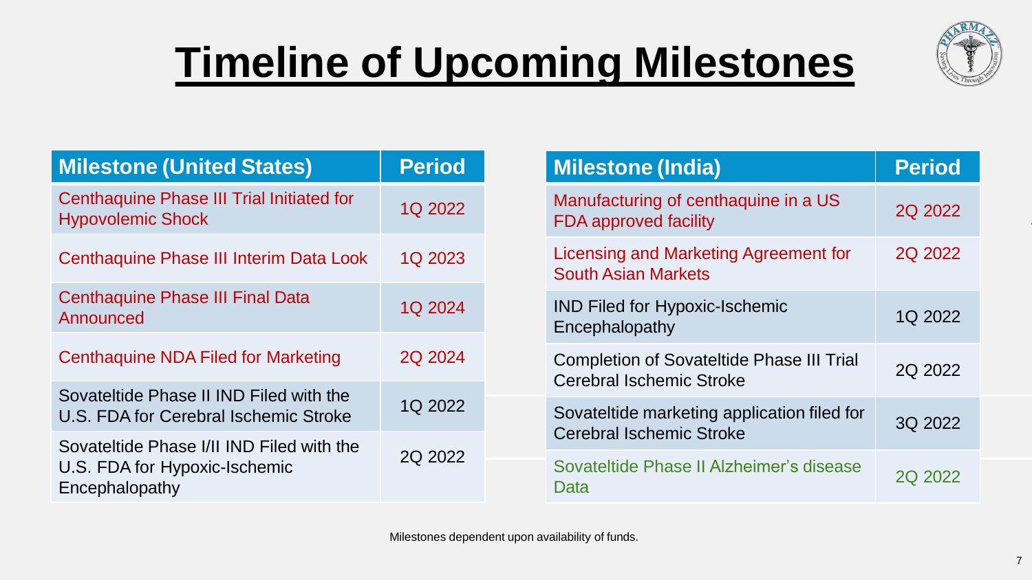# Timeline of Upcoming Milestones

| Milestone (United States) | Period |
| --- | --- |
| Centhaquine Phase III Trial Initiated for Hypovolemic Shock | 1Q 2022 |
| Centhaquine Phase III Interim Data Look | 1Q 2023 |
| Centhaquine Phase III Final Data Announced | 1Q 2024 |
| Centhaquine NDA Filed for Marketing | 2Q 2024 |
| Sovateltide Phase II IND Filed with the U.S. FDA for Cerebral Ischemic Stroke | 1Q 2022 |
| Sovateltide Phase I/II IND Filed with the U.S. FDA for Hypoxic-Ischemic Encephalopathy | 2Q 2022 |

| Milestone (India) | Period |
| --- | --- |
| Manufacturing of centhaquine in a US FDA approved facility | 2Q 2022 |
| Licensing and Marketing Agreement for South Asian Markets | 2Q 2022 |
| IND Filed for Hypoxic-Ischemic Encephalopathy | 1Q 2022 |
| Completion of Sovateltide Phase III Trial Cerebral Ischemic Stroke | 2Q 2022 |
| Sovateltide marketing application filed for Cerebral Ischemic Stroke | 3Q 2022 |
| Sovateltide Phase II Alzheimer's disease Data | 2Q 2022 |

Milestones dependent upon availability of funds.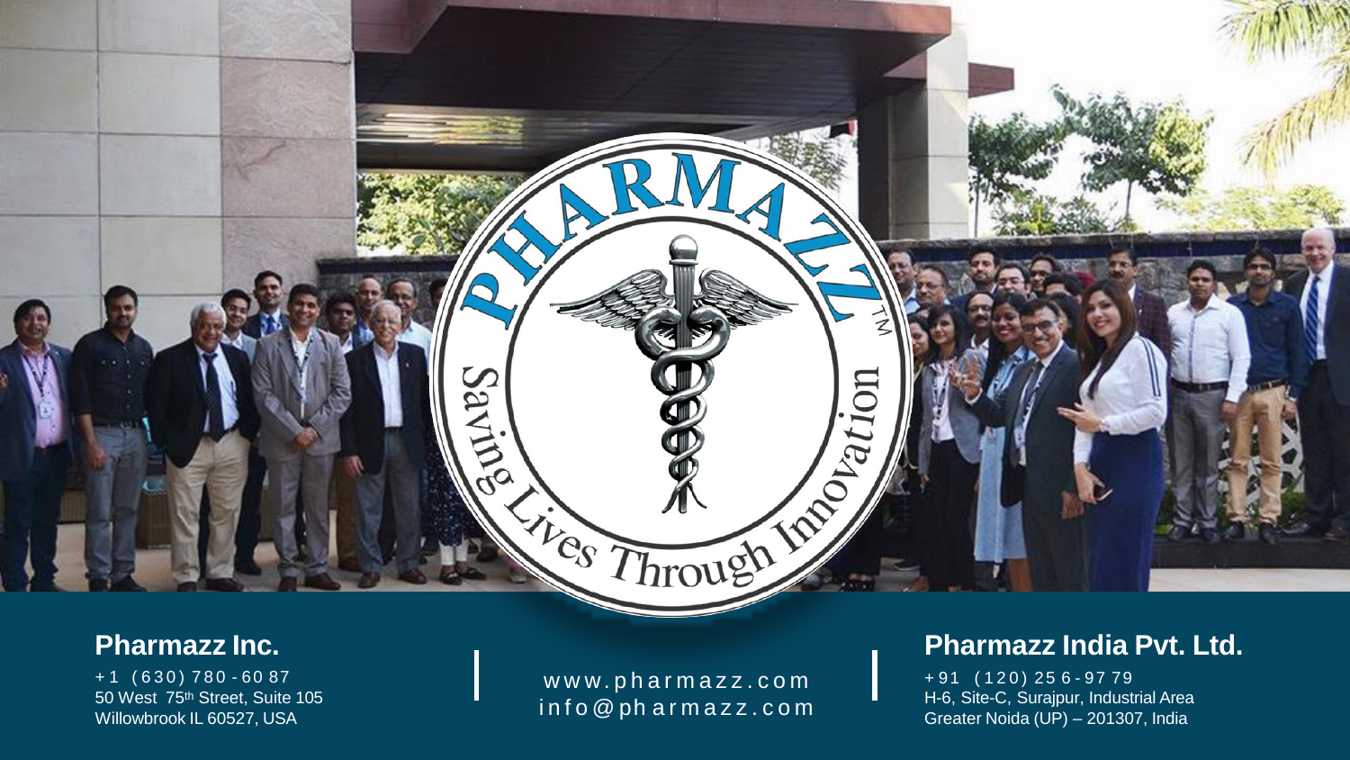PHARMAZZ™

Saving Lives Through Innovation

**Pharmazz Inc.**

+1 (630) 780-6087
50 West 75th Street, Suite 105
Willowbrook IL 60527, USA

www.pharmazz.com
info@pharmazz.com

**Pharmazz India Pvt. Ltd.**

+91 (120) 256-9779
H-6, Site-C, Surajpur, Industrial Area
Greater Noida (UP) – 201307, India